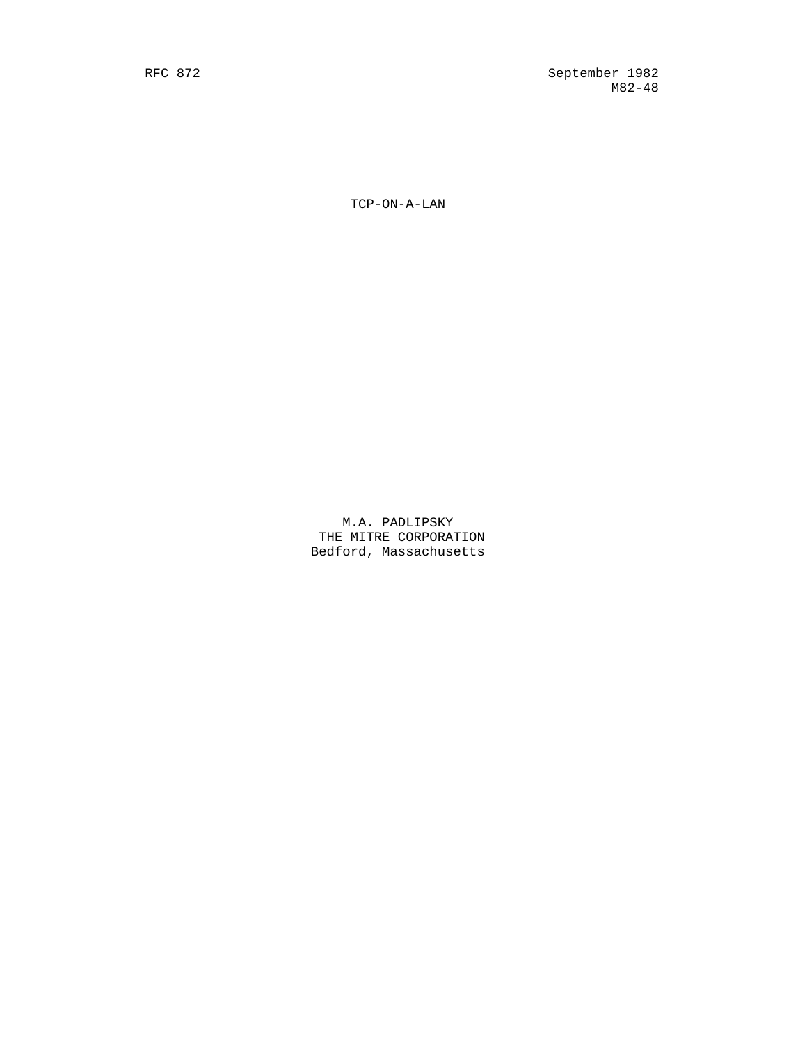RFC 872 September 1982
M82-48

# TCP-ON-A-LAN

M.A. PADLIPSKY
THE MITRE CORPORATION
Bedford, Massachusetts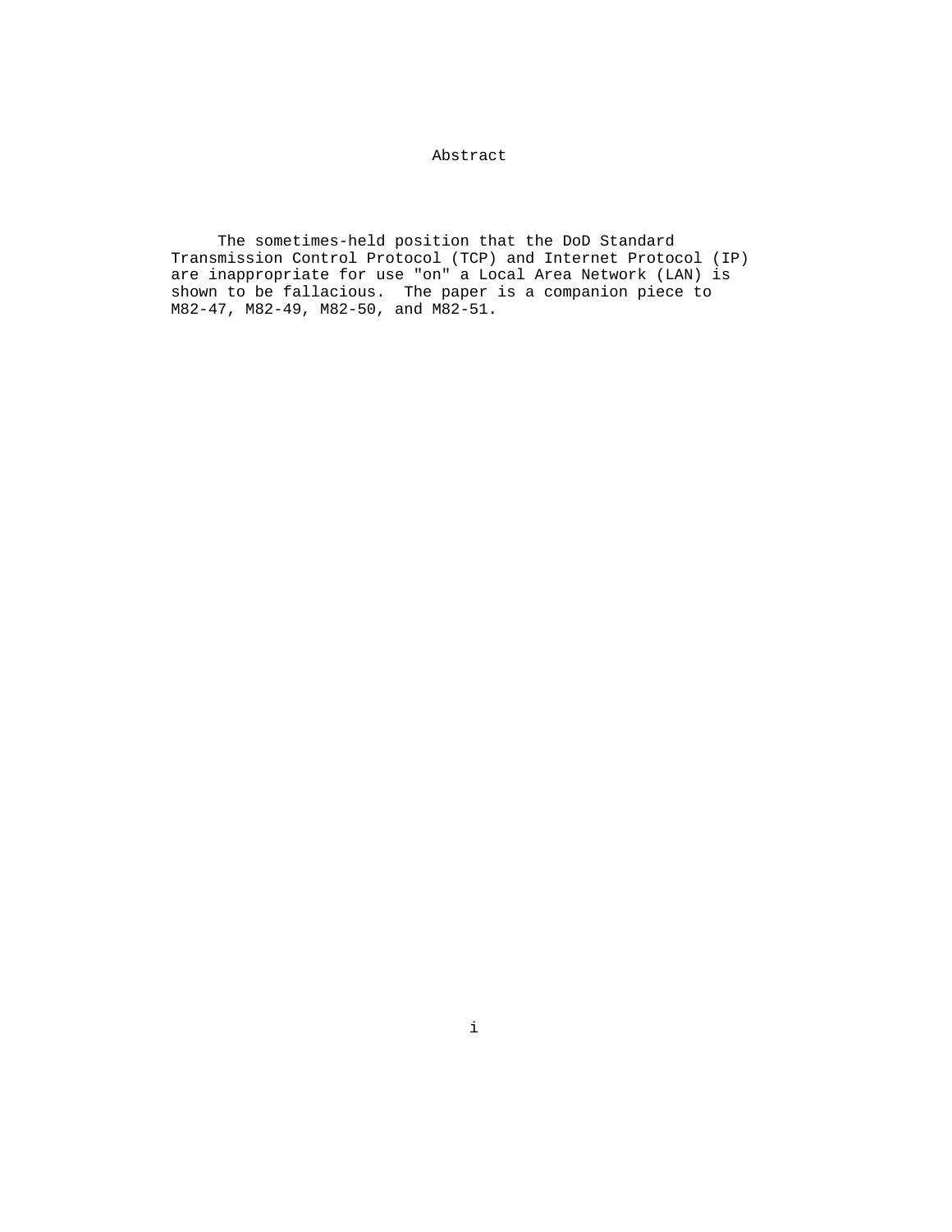## Abstract

The sometimes-held position that the DoD Standard Transmission Control Protocol (TCP) and Internet Protocol (IP) are inappropriate for use "on" a Local Area Network (LAN) is shown to be fallacious. The paper is a companion piece to M82-47, M82-49, M82-50, and M82-51.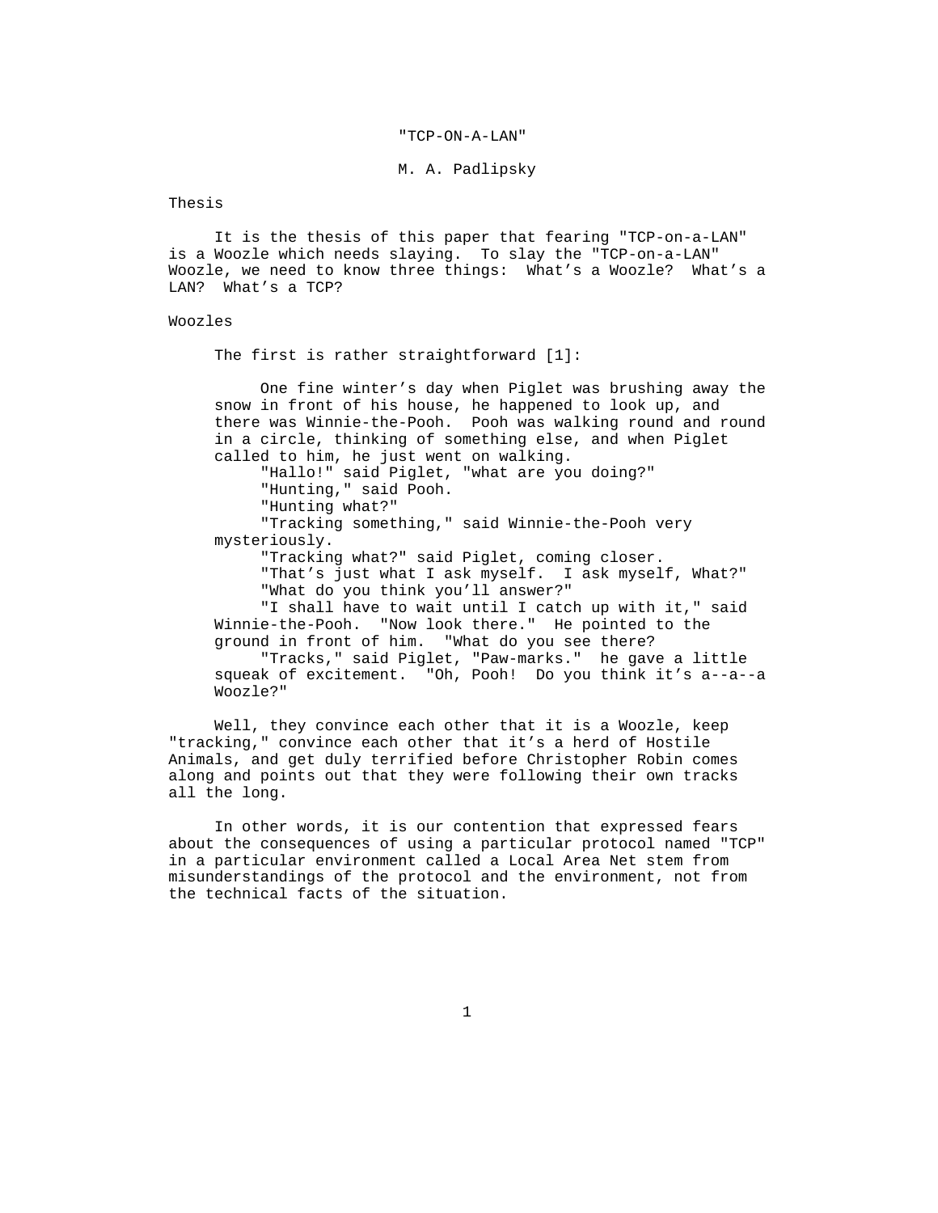# "TCP-ON-A-LAN"

M. A. Padlipsky

## Thesis

It is the thesis of this paper that fearing "TCP-on-a-LAN" is a Woozle which needs slaying. To slay the "TCP-on-a-LAN" Woozle, we need to know three things: What's a Woozle? What's a LAN? What's a TCP?

## Woozles

The first is rather straightforward [1]:

> One fine winter's day when Piglet was brushing away the snow in front of his house, he happened to look up, and there was Winnie-the-Pooh. Pooh was walking round and round in a circle, thinking of something else, and when Piglet called to him, he just went on walking.
>
> "Hallo!" said Piglet, "what are you doing?"
>
> "Hunting," said Pooh.
>
> "Hunting what?"
>
> "Tracking something," said Winnie-the-Pooh very mysteriously.
>
> "Tracking what?" said Piglet, coming closer.
>
> "That's just what I ask myself. I ask myself, What?"
>
> "What do you think you'll answer?"
>
> "I shall have to wait until I catch up with it," said Winnie-the-Pooh. "Now look there." He pointed to the ground in front of him. "What do you see there?
>
> "Tracks," said Piglet, "Paw-marks." he gave a little squeak of excitement. "Oh, Pooh! Do you think it's a--a--a Woozle?"

Well, they convince each other that it is a Woozle, keep "tracking," convince each other that it's a herd of Hostile Animals, and get duly terrified before Christopher Robin comes along and points out that they were following their own tracks all the long.

In other words, it is our contention that expressed fears about the consequences of using a particular protocol named "TCP" in a particular environment called a Local Area Net stem from misunderstandings of the protocol and the environment, not from the technical facts of the situation.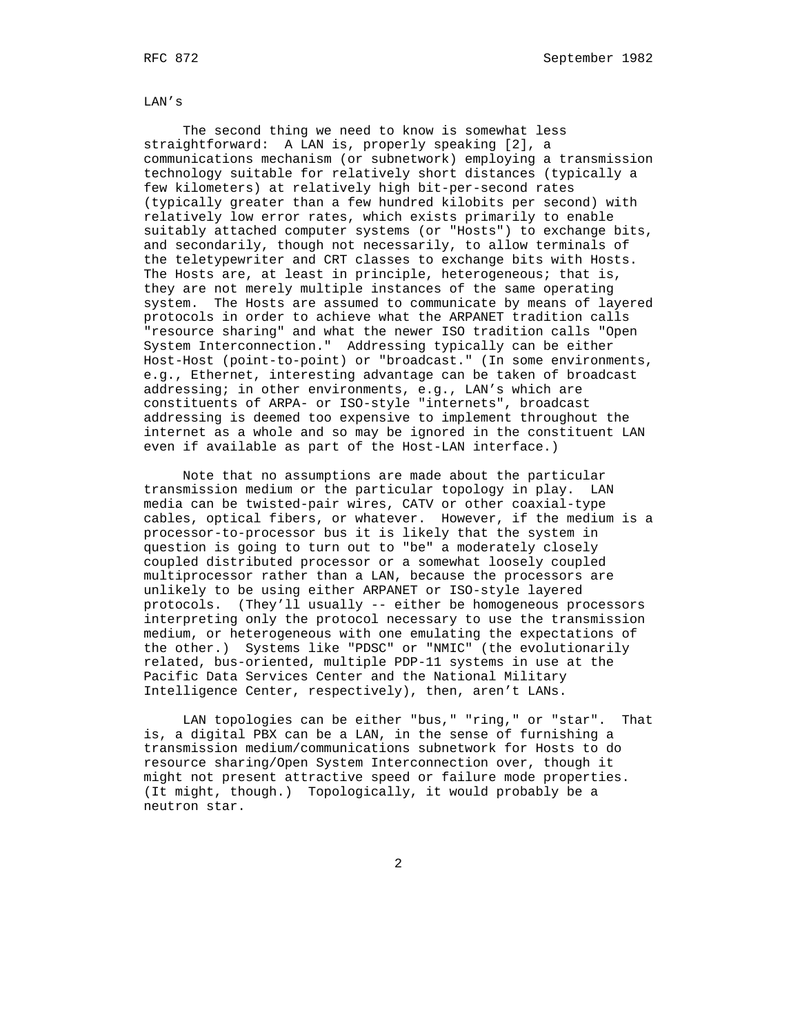## LAN's

The second thing we need to know is somewhat less straightforward: A LAN is, properly speaking [2], a communications mechanism (or subnetwork) employing a transmission technology suitable for relatively short distances (typically a few kilometers) at relatively high bit-per-second rates (typically greater than a few hundred kilobits per second) with relatively low error rates, which exists primarily to enable suitably attached computer systems (or "Hosts") to exchange bits, and secondarily, though not necessarily, to allow terminals of the teletypewriter and CRT classes to exchange bits with Hosts. The Hosts are, at least in principle, heterogeneous; that is, they are not merely multiple instances of the same operating system. The Hosts are assumed to communicate by means of layered protocols in order to achieve what the ARPANET tradition calls "resource sharing" and what the newer ISO tradition calls "Open System Interconnection." Addressing typically can be either Host-Host (point-to-point) or "broadcast." (In some environments, e.g., Ethernet, interesting advantage can be taken of broadcast addressing; in other environments, e.g., LAN's which are constituents of ARPA- or ISO-style "internets", broadcast addressing is deemed too expensive to implement throughout the internet as a whole and so may be ignored in the constituent LAN even if available as part of the Host-LAN interface.)

Note that no assumptions are made about the particular transmission medium or the particular topology in play. LAN media can be twisted-pair wires, CATV or other coaxial-type cables, optical fibers, or whatever. However, if the medium is a processor-to-processor bus it is likely that the system in question is going to turn out to "be" a moderately closely coupled distributed processor or a somewhat loosely coupled multiprocessor rather than a LAN, because the processors are unlikely to be using either ARPANET or ISO-style layered protocols. (They'll usually -- either be homogeneous processors interpreting only the protocol necessary to use the transmission medium, or heterogeneous with one emulating the expectations of the other.) Systems like "PDSC" or "NMIC" (the evolutionarily related, bus-oriented, multiple PDP-11 systems in use at the Pacific Data Services Center and the National Military Intelligence Center, respectively), then, aren't LANs.

LAN topologies can be either "bus," "ring," or "star". That is, a digital PBX can be a LAN, in the sense of furnishing a transmission medium/communications subnetwork for Hosts to do resource sharing/Open System Interconnection over, though it might not present attractive speed or failure mode properties. (It might, though.) Topologically, it would probably be a neutron star.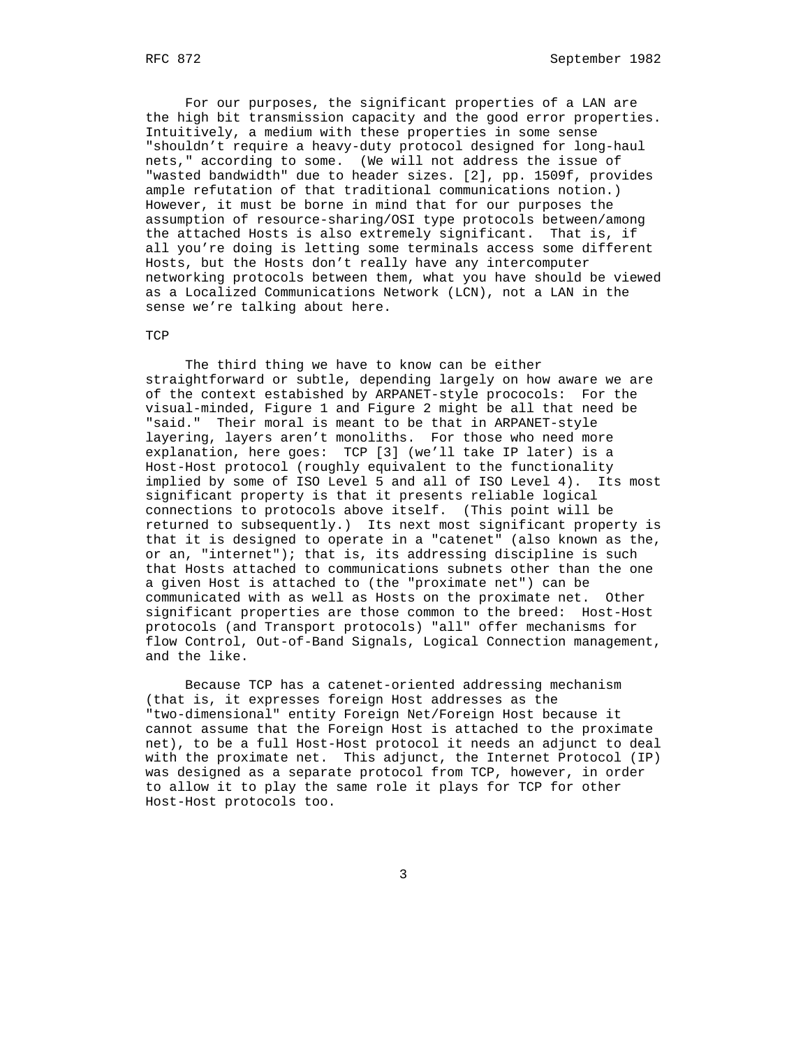For our purposes, the significant properties of a LAN are the high bit transmission capacity and the good error properties. Intuitively, a medium with these properties in some sense "shouldn't require a heavy-duty protocol designed for long-haul nets," according to some. (We will not address the issue of "wasted bandwidth" due to header sizes. [2], pp. 1509f, provides ample refutation of that traditional communications notion.) However, it must be borne in mind that for our purposes the assumption of resource-sharing/OSI type protocols between/among the attached Hosts is also extremely significant. That is, if all you're doing is letting some terminals access some different Hosts, but the Hosts don't really have any intercomputer networking protocols between them, what you have should be viewed as a Localized Communications Network (LCN), not a LAN in the sense we're talking about here.

## TCP

The third thing we have to know can be either straightforward or subtle, depending largely on how aware we are of the context estabished by ARPANET-style prococols: For the visual-minded, Figure 1 and Figure 2 might be all that need be "said." Their moral is meant to be that in ARPANET-style layering, layers aren't monoliths. For those who need more explanation, here goes: TCP [3] (we'll take IP later) is a Host-Host protocol (roughly equivalent to the functionality implied by some of ISO Level 5 and all of ISO Level 4). Its most significant property is that it presents reliable logical connections to protocols above itself. (This point will be returned to subsequently.) Its next most significant property is that it is designed to operate in a "catenet" (also known as the, or an, "internet"); that is, its addressing discipline is such that Hosts attached to communications subnets other than the one a given Host is attached to (the "proximate net") can be communicated with as well as Hosts on the proximate net. Other significant properties are those common to the breed: Host-Host protocols (and Transport protocols) "all" offer mechanisms for flow Control, Out-of-Band Signals, Logical Connection management, and the like.

Because TCP has a catenet-oriented addressing mechanism (that is, it expresses foreign Host addresses as the "two-dimensional" entity Foreign Net/Foreign Host because it cannot assume that the Foreign Host is attached to the proximate net), to be a full Host-Host protocol it needs an adjunct to deal with the proximate net. This adjunct, the Internet Protocol (IP) was designed as a separate protocol from TCP, however, in order to allow it to play the same role it plays for TCP for other Host-Host protocols too.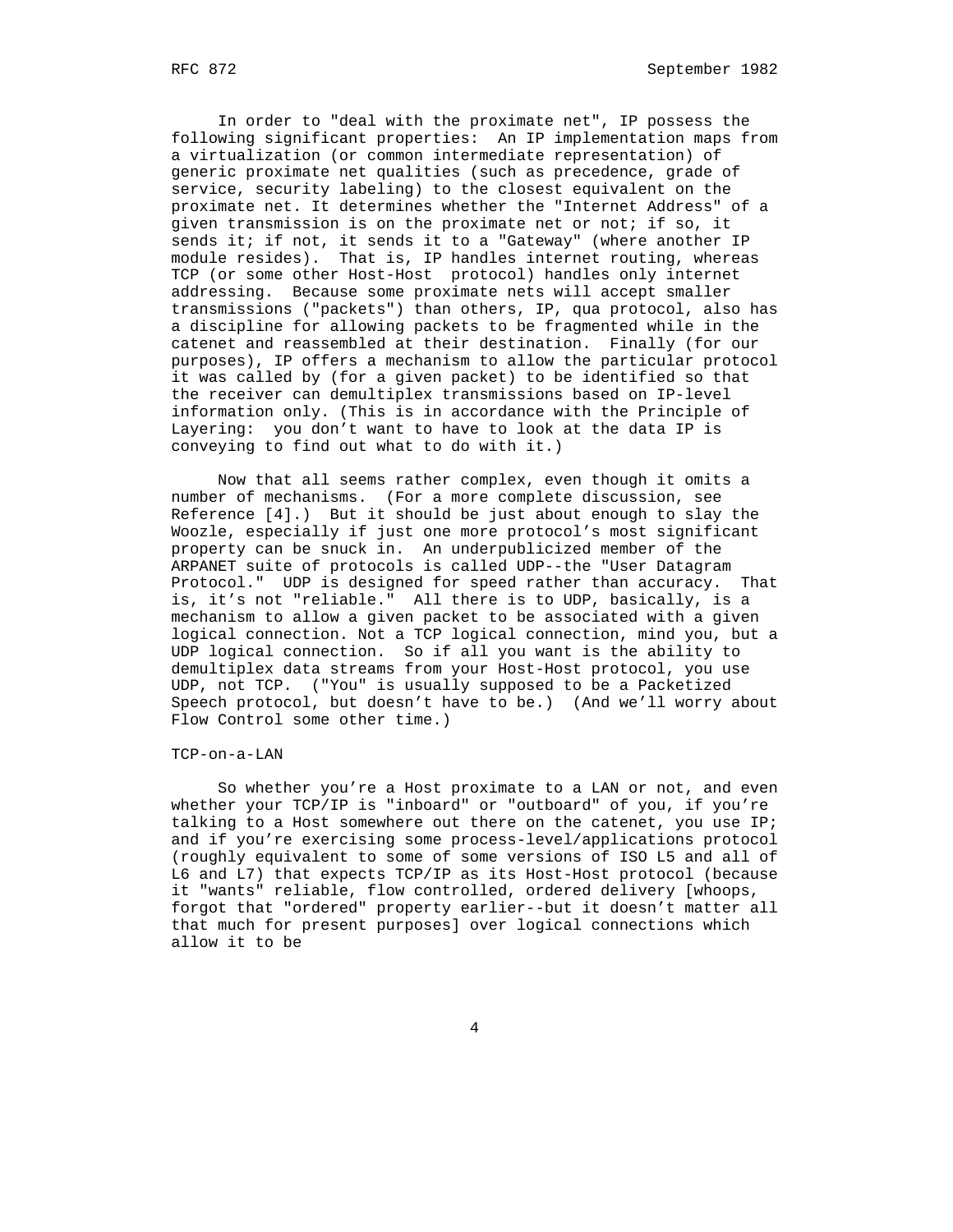In order to "deal with the proximate net", IP possess the following significant properties: An IP implementation maps from a virtualization (or common intermediate representation) of generic proximate net qualities (such as precedence, grade of service, security labeling) to the closest equivalent on the proximate net. It determines whether the "Internet Address" of a given transmission is on the proximate net or not; if so, it sends it; if not, it sends it to a "Gateway" (where another IP module resides). That is, IP handles internet routing, whereas TCP (or some other Host-Host protocol) handles only internet addressing. Because some proximate nets will accept smaller transmissions ("packets") than others, IP, qua protocol, also has a discipline for allowing packets to be fragmented while in the catenet and reassembled at their destination. Finally (for our purposes), IP offers a mechanism to allow the particular protocol it was called by (for a given packet) to be identified so that the receiver can demultiplex transmissions based on IP-level information only. (This is in accordance with the Principle of Layering: you don't want to have to look at the data IP is conveying to find out what to do with it.)

Now that all seems rather complex, even though it omits a number of mechanisms. (For a more complete discussion, see Reference [4].) But it should be just about enough to slay the Woozle, especially if just one more protocol's most significant property can be snuck in. An underpublicized member of the ARPANET suite of protocols is called UDP--the "User Datagram Protocol." UDP is designed for speed rather than accuracy. That is, it's not "reliable." All there is to UDP, basically, is a mechanism to allow a given packet to be associated with a given logical connection. Not a TCP logical connection, mind you, but a UDP logical connection. So if all you want is the ability to demultiplex data streams from your Host-Host protocol, you use UDP, not TCP. ("You" is usually supposed to be a Packetized Speech protocol, but doesn't have to be.) (And we'll worry about Flow Control some other time.)

## TCP-on-a-LAN

So whether you're a Host proximate to a LAN or not, and even whether your TCP/IP is "inboard" or "outboard" of you, if you're talking to a Host somewhere out there on the catenet, you use IP; and if you're exercising some process-level/applications protocol (roughly equivalent to some of some versions of ISO L5 and all of L6 and L7) that expects TCP/IP as its Host-Host protocol (because it "wants" reliable, flow controlled, ordered delivery [whoops, forgot that "ordered" property earlier--but it doesn't matter all that much for present purposes] over logical connections which allow it to be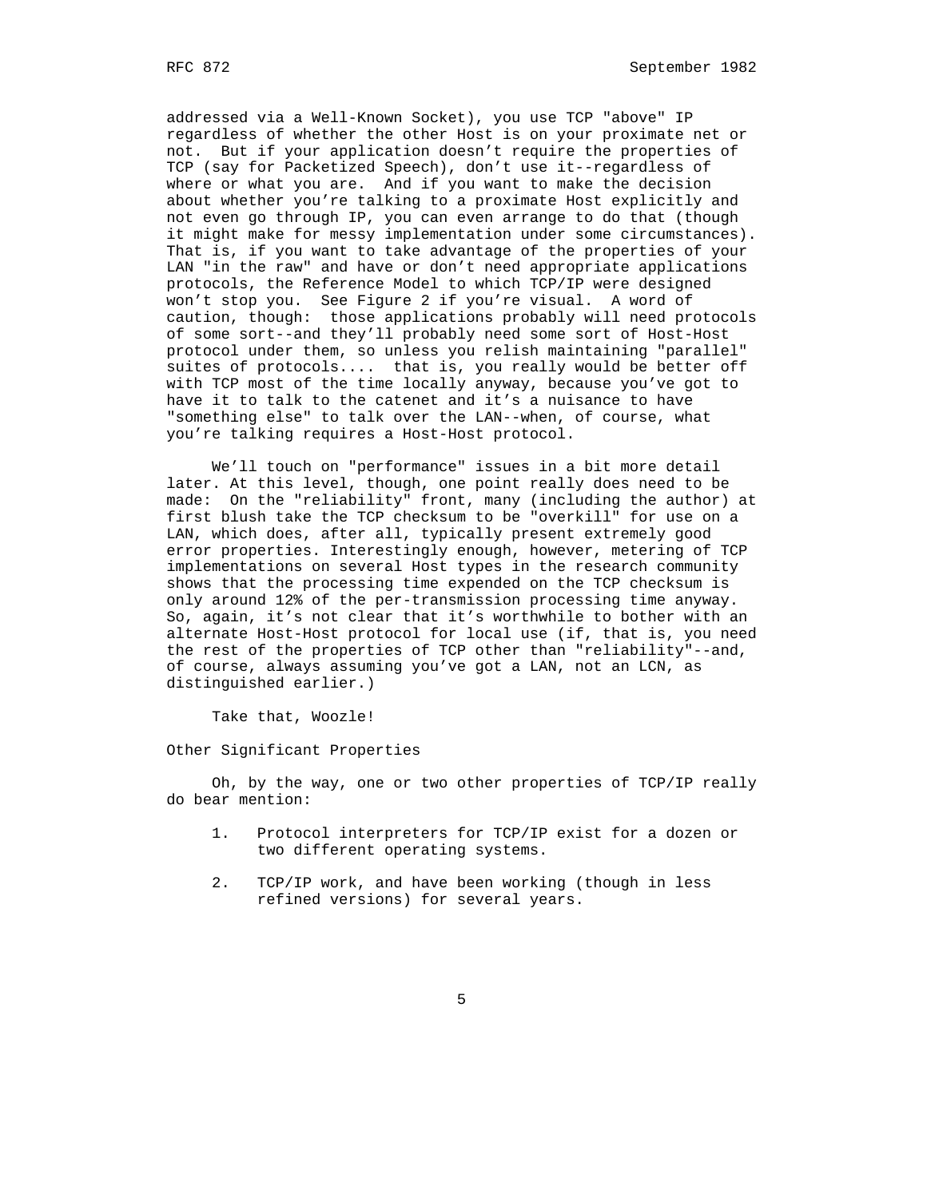addressed via a Well-Known Socket), you use TCP "above" IP regardless of whether the other Host is on your proximate net or not. But if your application doesn't require the properties of TCP (say for Packetized Speech), don't use it--regardless of where or what you are. And if you want to make the decision about whether you're talking to a proximate Host explicitly and not even go through IP, you can even arrange to do that (though it might make for messy implementation under some circumstances). That is, if you want to take advantage of the properties of your LAN "in the raw" and have or don't need appropriate applications protocols, the Reference Model to which TCP/IP were designed won't stop you. See Figure 2 if you're visual. A word of caution, though: those applications probably will need protocols of some sort--and they'll probably need some sort of Host-Host protocol under them, so unless you relish maintaining "parallel" suites of protocols.... that is, you really would be better off with TCP most of the time locally anyway, because you've got to have it to talk to the catenet and it's a nuisance to have "something else" to talk over the LAN--when, of course, what you're talking requires a Host-Host protocol.

We'll touch on "performance" issues in a bit more detail later. At this level, though, one point really does need to be made: On the "reliability" front, many (including the author) at first blush take the TCP checksum to be "overkill" for use on a LAN, which does, after all, typically present extremely good error properties. Interestingly enough, however, metering of TCP implementations on several Host types in the research community shows that the processing time expended on the TCP checksum is only around 12% of the per-transmission processing time anyway. So, again, it's not clear that it's worthwhile to bother with an alternate Host-Host protocol for local use (if, that is, you need the rest of the properties of TCP other than "reliability"--and, of course, always assuming you've got a LAN, not an LCN, as distinguished earlier.)

Take that, Woozle!

## Other Significant Properties

Oh, by the way, one or two other properties of TCP/IP really do bear mention:

1. Protocol interpreters for TCP/IP exist for a dozen or two different operating systems.

2. TCP/IP work, and have been working (though in less refined versions) for several years.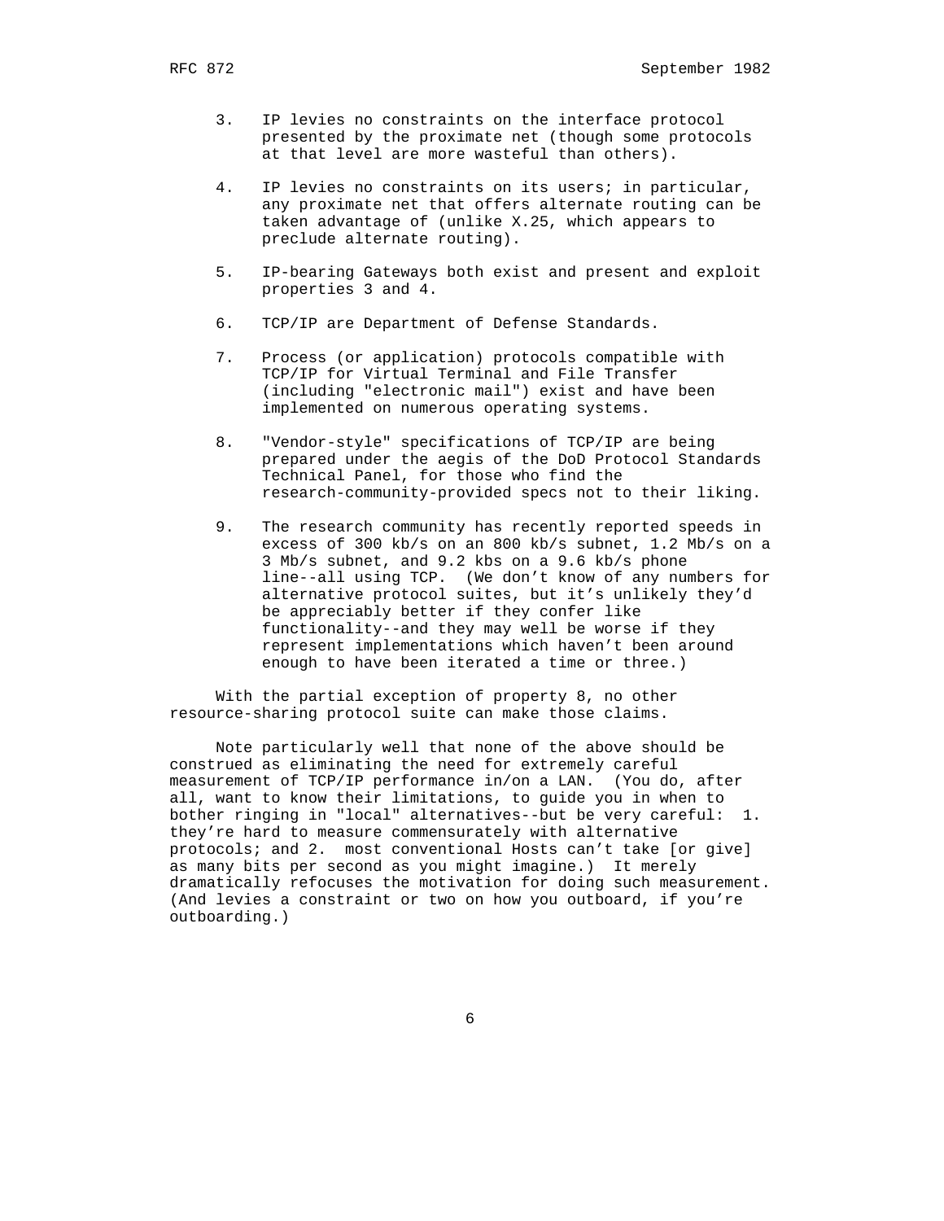3. IP levies no constraints on the interface protocol presented by the proximate net (though some protocols at that level are more wasteful than others).

4. IP levies no constraints on its users; in particular, any proximate net that offers alternate routing can be taken advantage of (unlike X.25, which appears to preclude alternate routing).

5. IP-bearing Gateways both exist and present and exploit properties 3 and 4.

6. TCP/IP are Department of Defense Standards.

7. Process (or application) protocols compatible with TCP/IP for Virtual Terminal and File Transfer (including "electronic mail") exist and have been implemented on numerous operating systems.

8. "Vendor-style" specifications of TCP/IP are being prepared under the aegis of the DoD Protocol Standards Technical Panel, for those who find the research-community-provided specs not to their liking.

9. The research community has recently reported speeds in excess of 300 kb/s on an 800 kb/s subnet, 1.2 Mb/s on a 3 Mb/s subnet, and 9.2 kbs on a 9.6 kb/s phone line--all using TCP. (We don't know of any numbers for alternative protocol suites, but it's unlikely they'd be appreciably better if they confer like functionality--and they may well be worse if they represent implementations which haven't been around enough to have been iterated a time or three.)

With the partial exception of property 8, no other resource-sharing protocol suite can make those claims.

Note particularly well that none of the above should be construed as eliminating the need for extremely careful measurement of TCP/IP performance in/on a LAN. (You do, after all, want to know their limitations, to guide you in when to bother ringing in "local" alternatives--but be very careful: 1. they're hard to measure commensurately with alternative protocols; and 2. most conventional Hosts can't take [or give] as many bits per second as you might imagine.) It merely dramatically refocuses the motivation for doing such measurement. (And levies a constraint or two on how you outboard, if you're outboarding.)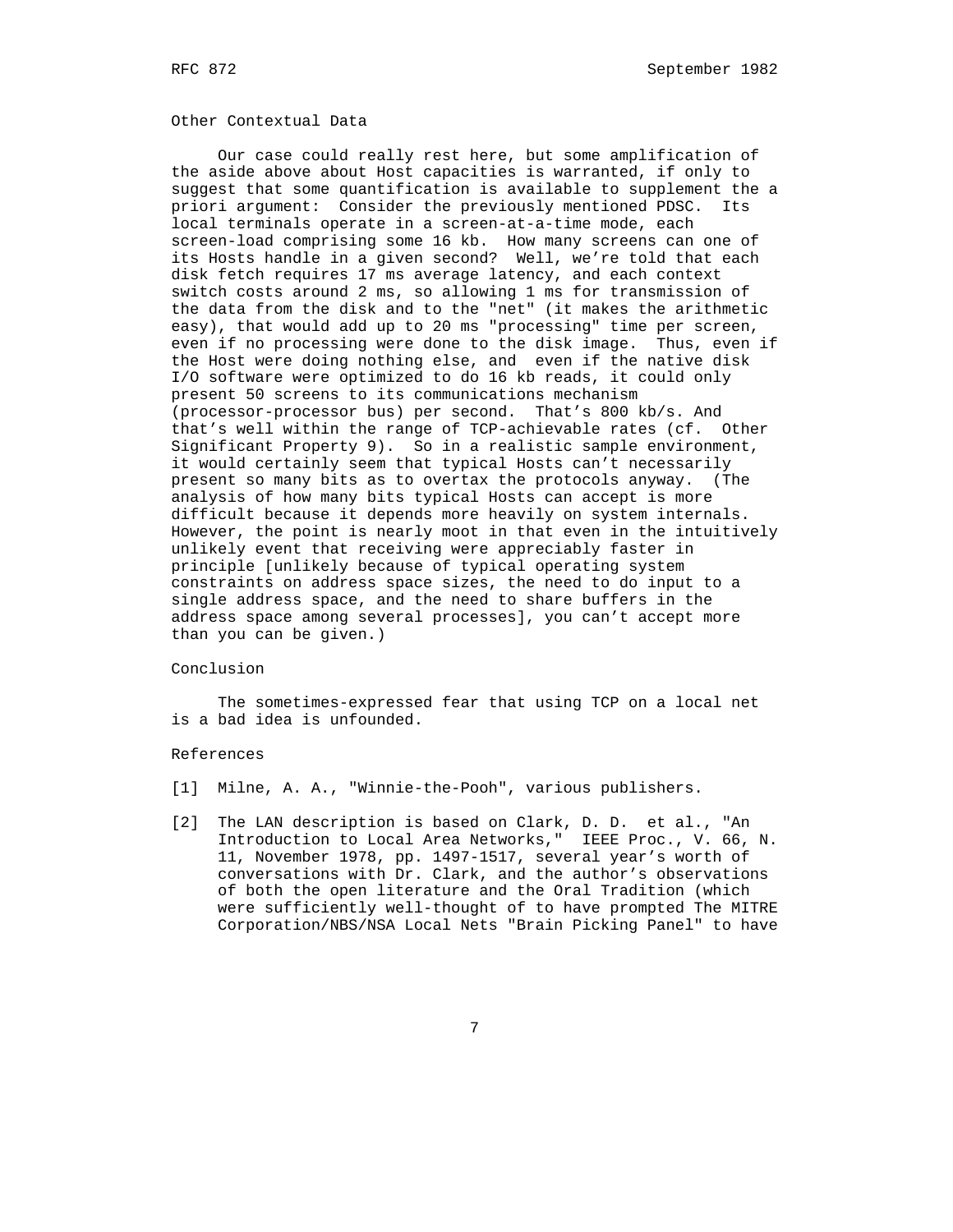## Other Contextual Data

Our case could really rest here, but some amplification of the aside above about Host capacities is warranted, if only to suggest that some quantification is available to supplement the a priori argument: Consider the previously mentioned PDSC. Its local terminals operate in a screen-at-a-time mode, each screen-load comprising some 16 kb. How many screens can one of its Hosts handle in a given second? Well, we're told that each disk fetch requires 17 ms average latency, and each context switch costs around 2 ms, so allowing 1 ms for transmission of the data from the disk and to the "net" (it makes the arithmetic easy), that would add up to 20 ms "processing" time per screen, even if no processing were done to the disk image. Thus, even if the Host were doing nothing else, and even if the native disk I/O software were optimized to do 16 kb reads, it could only present 50 screens to its communications mechanism (processor-processor bus) per second. That's 800 kb/s. And that's well within the range of TCP-achievable rates (cf. Other Significant Property 9). So in a realistic sample environment, it would certainly seem that typical Hosts can't necessarily present so many bits as to overtax the protocols anyway. (The analysis of how many bits typical Hosts can accept is more difficult because it depends more heavily on system internals. However, the point is nearly moot in that even in the intuitively unlikely event that receiving were appreciably faster in principle [unlikely because of typical operating system constraints on address space sizes, the need to do input to a single address space, and the need to share buffers in the address space among several processes], you can't accept more than you can be given.)

## Conclusion

The sometimes-expressed fear that using TCP on a local net is a bad idea is unfounded.

## References

[1] Milne, A. A., "Winnie-the-Pooh", various publishers.

[2] The LAN description is based on Clark, D. D. et al., "An Introduction to Local Area Networks," IEEE Proc., V. 66, N. 11, November 1978, pp. 1497-1517, several year's worth of conversations with Dr. Clark, and the author's observations of both the open literature and the Oral Tradition (which were sufficiently well-thought of to have prompted The MITRE Corporation/NBS/NSA Local Nets "Brain Picking Panel" to have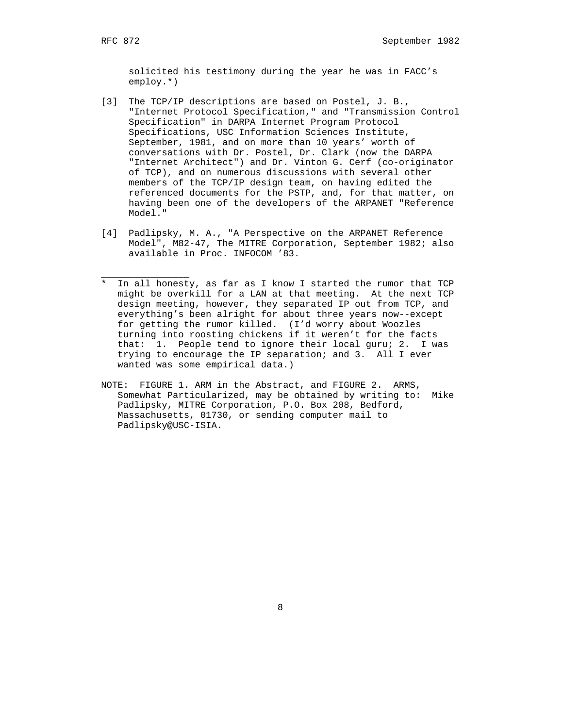solicited his testimony during the year he was in FACC's employ.*)

[3] The TCP/IP descriptions are based on Postel, J. B., "Internet Protocol Specification," and "Transmission Control Specification" in DARPA Internet Program Protocol Specifications, USC Information Sciences Institute, September, 1981, and on more than 10 years' worth of conversations with Dr. Postel, Dr. Clark (now the DARPA "Internet Architect") and Dr. Vinton G. Cerf (co-originator of TCP), and on numerous discussions with several other members of the TCP/IP design team, on having edited the referenced documents for the PSTP, and, for that matter, on having been one of the developers of the ARPANET "Reference Model."

[4] Padlipsky, M. A., "A Perspective on the ARPANET Reference Model", M82-47, The MITRE Corporation, September 1982; also available in Proc. INFOCOM '83.

---

* In all honesty, as far as I know I started the rumor that TCP might be overkill for a LAN at that meeting. At the next TCP design meeting, however, they separated IP out from TCP, and everything's been alright for about three years now--except for getting the rumor killed. (I'd worry about Woozles turning into roosting chickens if it weren't for the facts that: 1. People tend to ignore their local guru; 2. I was trying to encourage the IP separation; and 3. All I ever wanted was some empirical data.)

NOTE: FIGURE 1. ARM in the Abstract, and FIGURE 2. ARMS, Somewhat Particularized, may be obtained by writing to: Mike Padlipsky, MITRE Corporation, P.O. Box 208, Bedford, Massachusetts, 01730, or sending computer mail to Padlipsky@USC-ISIA.